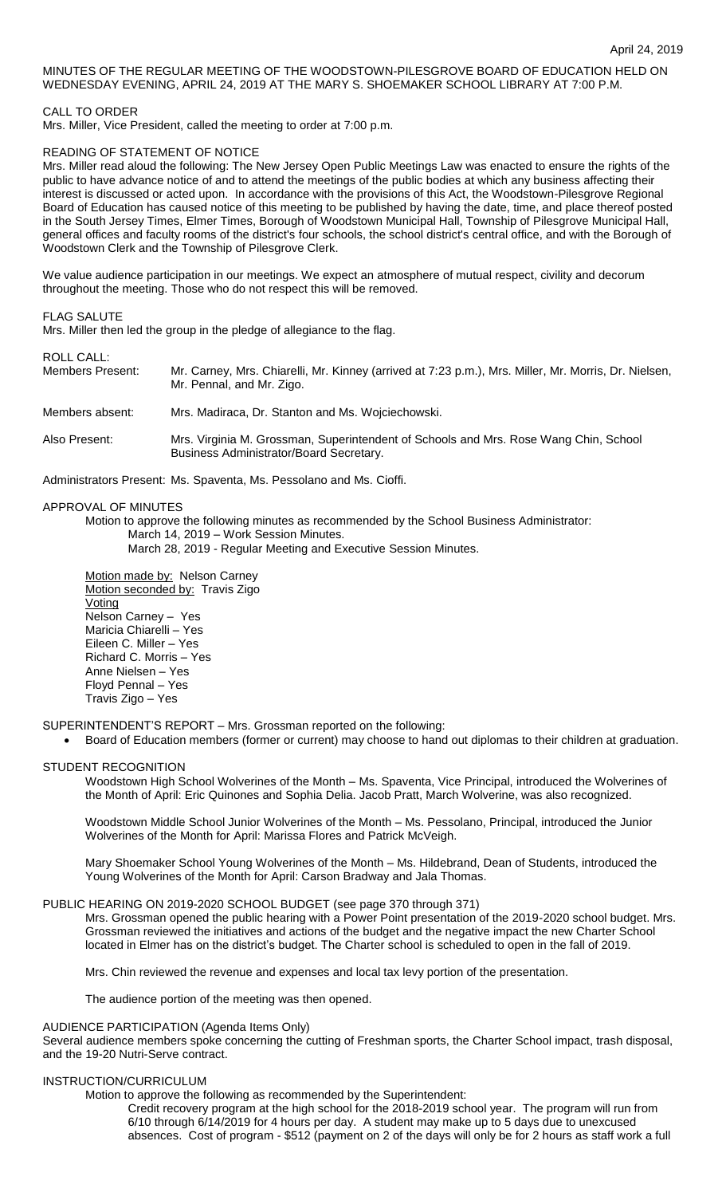April 24, 2019

MINUTES OF THE REGULAR MEETING OF THE WOODSTOWN-PILESGROVE BOARD OF EDUCATION HELD ON WEDNESDAY EVENING, APRIL 24, 2019 AT THE MARY S. SHOEMAKER SCHOOL LIBRARY AT 7:00 P.M.

CALL TO ORDER

Mrs. Miller, Vice President, called the meeting to order at 7:00 p.m.

READING OF STATEMENT OF NOTICE

Mrs. Miller read aloud the following: The New Jersey Open Public Meetings Law was enacted to ensure the rights of the public to have advance notice of and to attend the meetings of the public bodies at which any business affecting their interest is discussed or acted upon. In accordance with the provisions of this Act, the Woodstown-Pilesgrove Regional Board of Education has caused notice of this meeting to be published by having the date, time, and place thereof posted in the South Jersey Times, Elmer Times, Borough of Woodstown Municipal Hall, Township of Pilesgrove Municipal Hall, general offices and faculty rooms of the district's four schools, the school district's central office, and with the Borough of Woodstown Clerk and the Township of Pilesgrove Clerk.

We value audience participation in our meetings. We expect an atmosphere of mutual respect, civility and decorum throughout the meeting. Those who do not respect this will be removed.

FLAG SALUTE

Mrs. Miller then led the group in the pledge of allegiance to the flag.

ROLL CALL:

| | |
|---|---|
| Members Present: | Mr. Carney, Mrs. Chiarelli, Mr. Kinney (arrived at 7:23 p.m.), Mrs. Miller, Mr. Morris, Dr. Nielsen, Mr. Pennal, and Mr. Zigo. |
| Members absent: | Mrs. Madiraca, Dr. Stanton and Ms. Wojciechowski. |
| Also Present: | Mrs. Virginia M. Grossman, Superintendent of Schools and Mrs. Rose Wang Chin, School Business Administrator/Board Secretary. |

Administrators Present: Ms. Spaventa, Ms. Pessolano and Ms. Cioffi.

APPROVAL OF MINUTES

Motion to approve the following minutes as recommended by the School Business Administrator:
March 14, 2019 – Work Session Minutes.
March 28, 2019 - Regular Meeting and Executive Session Minutes.

Motion made by: Nelson Carney
Motion seconded by: Travis Zigo
Voting
Nelson Carney – Yes
Maricia Chiarelli – Yes
Eileen C. Miller – Yes
Richard C. Morris – Yes
Anne Nielsen – Yes
Floyd Pennal – Yes
Travis Zigo – Yes

SUPERINTENDENT'S REPORT – Mrs. Grossman reported on the following:

- Board of Education members (former or current) may choose to hand out diplomas to their children at graduation.

STUDENT RECOGNITION

Woodstown High School Wolverines of the Month – Ms. Spaventa, Vice Principal, introduced the Wolverines of the Month of April: Eric Quinones and Sophia Delia. Jacob Pratt, March Wolverine, was also recognized.

Woodstown Middle School Junior Wolverines of the Month – Ms. Pessolano, Principal, introduced the Junior Wolverines of the Month for April: Marissa Flores and Patrick McVeigh.

Mary Shoemaker School Young Wolverines of the Month – Ms. Hildebrand, Dean of Students, introduced the Young Wolverines of the Month for April: Carson Bradway and Jala Thomas.

PUBLIC HEARING ON 2019-2020 SCHOOL BUDGET (see page 370 through 371)

Mrs. Grossman opened the public hearing with a Power Point presentation of the 2019-2020 school budget. Mrs. Grossman reviewed the initiatives and actions of the budget and the negative impact the new Charter School located in Elmer has on the district's budget. The Charter school is scheduled to open in the fall of 2019.

Mrs. Chin reviewed the revenue and expenses and local tax levy portion of the presentation.

The audience portion of the meeting was then opened.

AUDIENCE PARTICIPATION (Agenda Items Only)

Several audience members spoke concerning the cutting of Freshman sports, the Charter School impact, trash disposal, and the 19-20 Nutri-Serve contract.

INSTRUCTION/CURRICULUM

Motion to approve the following as recommended by the Superintendent:

Credit recovery program at the high school for the 2018-2019 school year. The program will run from 6/10 through 6/14/2019 for 4 hours per day. A student may make up to 5 days due to unexcused absences. Cost of program - $512 (payment on 2 of the days will only be for 2 hours as staff work a full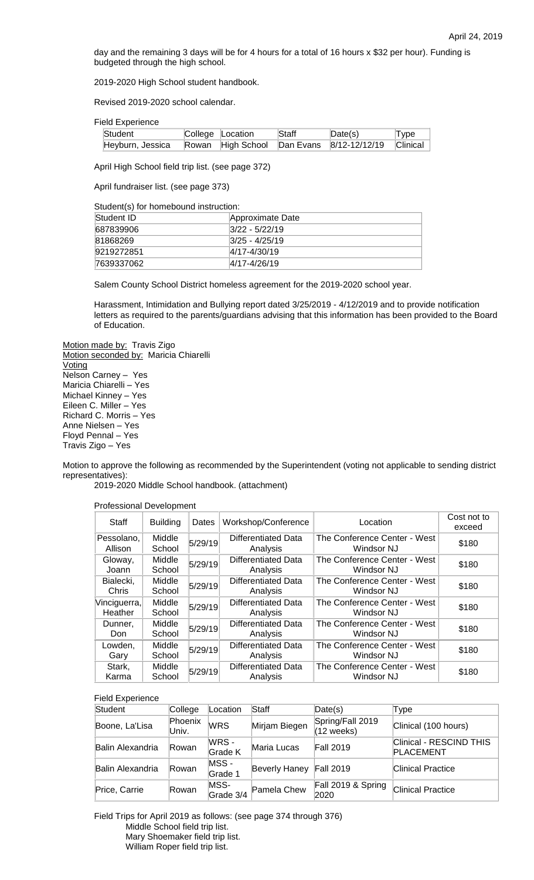day and the remaining 3 days will be for 4 hours for a total of 16 hours x $32 per hour). Funding is budgeted through the high school.

2019-2020 High School student handbook.

Revised 2019-2020 school calendar.

Field Experience

| Student | College | Location | Staff | Date(s) | Type |
|---|---|---|---|---|---|
| Heyburn, Jessica | Rowan | High School | Dan Evans | 8/12-12/12/19 | Clinical |

April High School field trip list. (see page 372)

April fundraiser list. (see page 373)

Student(s) for homebound instruction:

| Student ID | Approximate Date |
|---|---|
| 687839906 | 3/22 - 5/22/19 |
| 81868269 | 3/25 - 4/25/19 |
| 9219272851 | 4/17-4/30/19 |
| 7639337062 | 4/17-4/26/19 |

Salem County School District homeless agreement for the 2019-2020 school year.

Harassment, Intimidation and Bullying report dated 3/25/2019 - 4/12/2019 and to provide notification letters as required to the parents/guardians advising that this information has been provided to the Board of Education.

Motion made by: Travis Zigo
Motion seconded by: Maricia Chiarelli
Voting
Nelson Carney – Yes
Maricia Chiarelli – Yes
Michael Kinney – Yes
Eileen C. Miller – Yes
Richard C. Morris – Yes
Anne Nielsen – Yes
Floyd Pennal – Yes
Travis Zigo – Yes

Motion to approve the following as recommended by the Superintendent (voting not applicable to sending district representatives):

2019-2020 Middle School handbook. (attachment)

Professional Development

| Staff | Building | Dates | Workshop/Conference | Location | Cost not to exceed |
|---|---|---|---|---|---|
| Pessolano, Allison | Middle School | 5/29/19 | Differentiated Data Analysis | The Conference Center - West Windsor NJ | $180 |
| Gloway, Joann | Middle School | 5/29/19 | Differentiated Data Analysis | The Conference Center - West Windsor NJ | $180 |
| Bialecki, Chris | Middle School | 5/29/19 | Differentiated Data Analysis | The Conference Center - West Windsor NJ | $180 |
| Vinciguerra, Heather | Middle School | 5/29/19 | Differentiated Data Analysis | The Conference Center - West Windsor NJ | $180 |
| Dunner, Don | Middle School | 5/29/19 | Differentiated Data Analysis | The Conference Center - West Windsor NJ | $180 |
| Lowden, Gary | Middle School | 5/29/19 | Differentiated Data Analysis | The Conference Center - West Windsor NJ | $180 |
| Stark, Karma | Middle School | 5/29/19 | Differentiated Data Analysis | The Conference Center - West Windsor NJ | $180 |

Field Experience

| Student | College | Location | Staff | Date(s) | Type |
|---|---|---|---|---|---|
| Boone, La'Lisa | Phoenix Univ. | WRS | Mirjam Biegen | Spring/Fall 2019 (12 weeks) | Clinical (100 hours) |
| Balin Alexandria | Rowan | WRS - Grade K | Maria Lucas | Fall 2019 | Clinical - RESCIND THIS PLACEMENT |
| Balin Alexandria | Rowan | MSS - Grade 1 | Beverly Haney | Fall 2019 | Clinical Practice |
| Price, Carrie | Rowan | MSS- Grade 3/4 | Pamela Chew | Fall 2019 & Spring 2020 | Clinical Practice |

Field Trips for April 2019 as follows: (see page 374 through 376)

- Middle School field trip list.
- Mary Shoemaker field trip list.
- William Roper field trip list.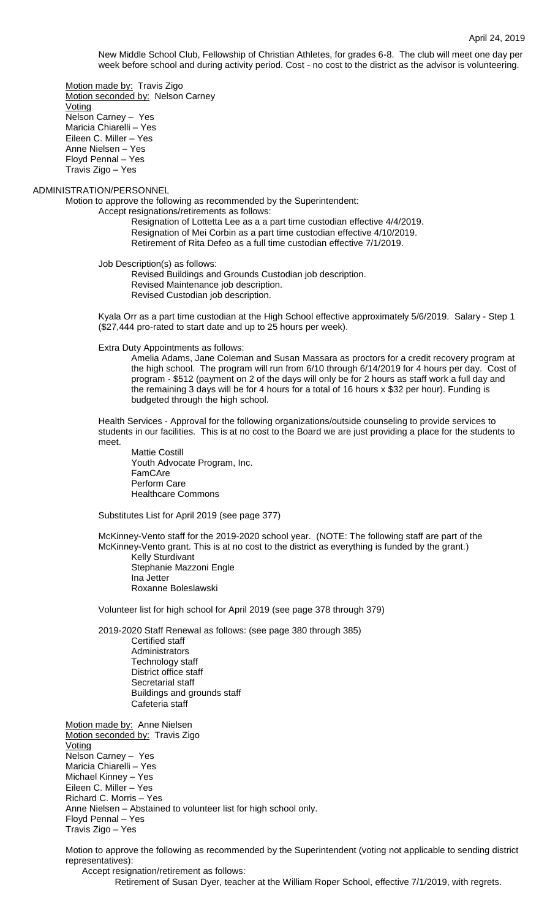New Middle School Club, Fellowship of Christian Athletes, for grades 6-8. The club will meet one day per week before school and during activity period. Cost - no cost to the district as the advisor is volunteering.

Motion made by: Travis Zigo
Motion seconded by: Nelson Carney
Voting
Nelson Carney – Yes
Maricia Chiarelli – Yes
Eileen C. Miller – Yes
Anne Nielsen – Yes
Floyd Pennal – Yes
Travis Zigo – Yes

ADMINISTRATION/PERSONNEL

Motion to approve the following as recommended by the Superintendent:

Accept resignations/retirements as follows:

Resignation of Lottetta Lee as a a part time custodian effective 4/4/2019.
Resignation of Mei Corbin as a part time custodian effective 4/10/2019.
Retirement of Rita Defeo as a full time custodian effective 7/1/2019.

Job Description(s) as follows:

Revised Buildings and Grounds Custodian job description.
Revised Maintenance job description.
Revised Custodian job description.

Kyala Orr as a part time custodian at the High School effective approximately 5/6/2019. Salary - Step 1 ($27,444 pro-rated to start date and up to 25 hours per week).

Extra Duty Appointments as follows:

Amelia Adams, Jane Coleman and Susan Massara as proctors for a credit recovery program at the high school. The program will run from 6/10 through 6/14/2019 for 4 hours per day. Cost of program - $512 (payment on 2 of the days will only be for 2 hours as staff work a full day and the remaining 3 days will be for 4 hours for a total of 16 hours x $32 per hour). Funding is budgeted through the high school.

Health Services - Approval for the following organizations/outside counseling to provide services to students in our facilities. This is at no cost to the Board we are just providing a place for the students to meet.

Mattie Costill
Youth Advocate Program, Inc.
FamCAre
Perform Care
Healthcare Commons

Substitutes List for April 2019 (see page 377)

McKinney-Vento staff for the 2019-2020 school year. (NOTE: The following staff are part of the McKinney-Vento grant. This is at no cost to the district as everything is funded by the grant.)

Kelly Sturdivant
Stephanie Mazzoni Engle
Ina Jetter
Roxanne Boleslawski

Volunteer list for high school for April 2019 (see page 378 through 379)

2019-2020 Staff Renewal as follows: (see page 380 through 385)

Certified staff
Administrators
Technology staff
District office staff
Secretarial staff
Buildings and grounds staff
Cafeteria staff

Motion made by: Anne Nielsen
Motion seconded by: Travis Zigo
Voting
Nelson Carney – Yes
Maricia Chiarelli – Yes
Michael Kinney – Yes
Eileen C. Miller – Yes
Richard C. Morris – Yes
Anne Nielsen – Abstained to volunteer list for high school only.
Floyd Pennal – Yes
Travis Zigo – Yes

Motion to approve the following as recommended by the Superintendent (voting not applicable to sending district representatives):

Accept resignation/retirement as follows:

Retirement of Susan Dyer, teacher at the William Roper School, effective 7/1/2019, with regrets.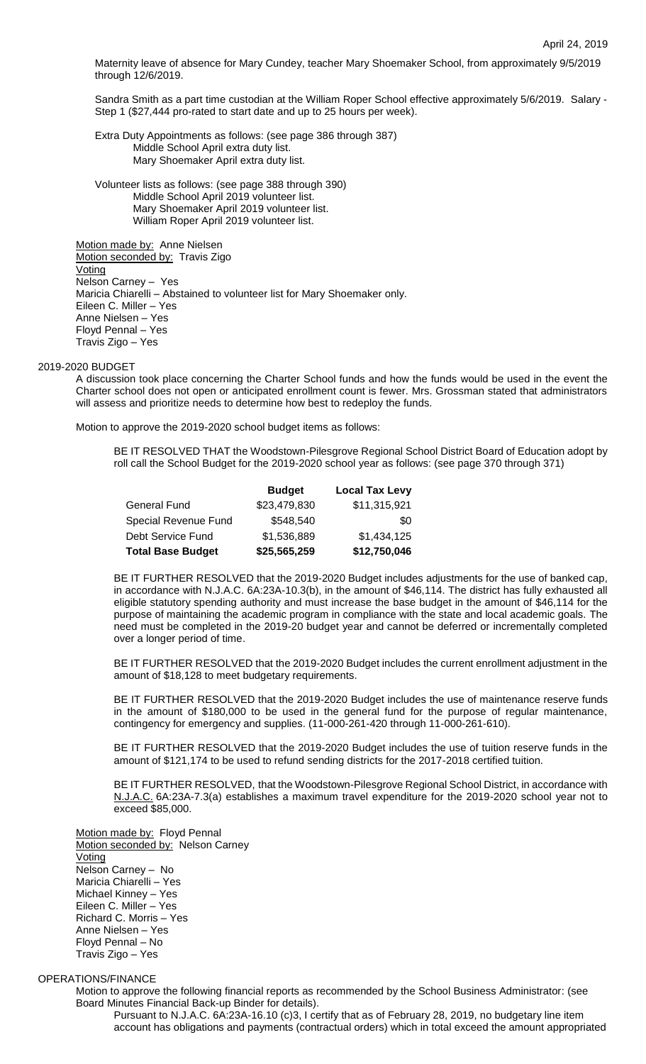Maternity leave of absence for Mary Cundey, teacher Mary Shoemaker School, from approximately 9/5/2019 through 12/6/2019.

Sandra Smith as a part time custodian at the William Roper School effective approximately 5/6/2019. Salary - Step 1 ($27,444 pro-rated to start date and up to 25 hours per week).

Extra Duty Appointments as follows: (see page 386 through 387)
- Middle School April extra duty list.
- Mary Shoemaker April extra duty list.

Volunteer lists as follows: (see page 388 through 390)
- Middle School April 2019 volunteer list.
- Mary Shoemaker April 2019 volunteer list.
- William Roper April 2019 volunteer list.

Motion made by: Anne Nielsen
Motion seconded by: Travis Zigo
Voting
Nelson Carney – Yes
Maricia Chiarelli – Abstained to volunteer list for Mary Shoemaker only.
Eileen C. Miller – Yes
Anne Nielsen – Yes
Floyd Pennal – Yes
Travis Zigo – Yes

## 2019-2020 BUDGET

A discussion took place concerning the Charter School funds and how the funds would be used in the event the Charter school does not open or anticipated enrollment count is fewer. Mrs. Grossman stated that administrators will assess and prioritize needs to determine how best to redeploy the funds.

Motion to approve the 2019-2020 school budget items as follows:

BE IT RESOLVED THAT the Woodstown-Pilesgrove Regional School District Board of Education adopt by roll call the School Budget for the 2019-2020 school year as follows: (see page 370 through 371)

| | Budget | Local Tax Levy |
|---|---|---|
| General Fund | $23,479,830 | $11,315,921 |
| Special Revenue Fund | $548,540 | $0 |
| Debt Service Fund | $1,536,889 | $1,434,125 |
| **Total Base Budget** | **$25,565,259** | **$12,750,046** |

BE IT FURTHER RESOLVED that the 2019-2020 Budget includes adjustments for the use of banked cap, in accordance with N.J.A.C. 6A:23A-10.3(b), in the amount of $46,114. The district has fully exhausted all eligible statutory spending authority and must increase the base budget in the amount of $46,114 for the purpose of maintaining the academic program in compliance with the state and local academic goals. The need must be completed in the 2019-20 budget year and cannot be deferred or incrementally completed over a longer period of time.

BE IT FURTHER RESOLVED that the 2019-2020 Budget includes the current enrollment adjustment in the amount of $18,128 to meet budgetary requirements.

BE IT FURTHER RESOLVED that the 2019-2020 Budget includes the use of maintenance reserve funds in the amount of $180,000 to be used in the general fund for the purpose of regular maintenance, contingency for emergency and supplies. (11-000-261-420 through 11-000-261-610).

BE IT FURTHER RESOLVED that the 2019-2020 Budget includes the use of tuition reserve funds in the amount of $121,174 to be used to refund sending districts for the 2017-2018 certified tuition.

BE IT FURTHER RESOLVED, that the Woodstown-Pilesgrove Regional School District, in accordance with N.J.A.C. 6A:23A-7.3(a) establishes a maximum travel expenditure for the 2019-2020 school year not to exceed $85,000.

Motion made by: Floyd Pennal
Motion seconded by: Nelson Carney
Voting
Nelson Carney – No
Maricia Chiarelli – Yes
Michael Kinney – Yes
Eileen C. Miller – Yes
Richard C. Morris – Yes
Anne Nielsen – Yes
Floyd Pennal – No
Travis Zigo – Yes

## OPERATIONS/FINANCE

Motion to approve the following financial reports as recommended by the School Business Administrator: (see Board Minutes Financial Back-up Binder for details).

Pursuant to N.J.A.C. 6A:23A-16.10 (c)3, I certify that as of February 28, 2019, no budgetary line item account has obligations and payments (contractual orders) which in total exceed the amount appropriated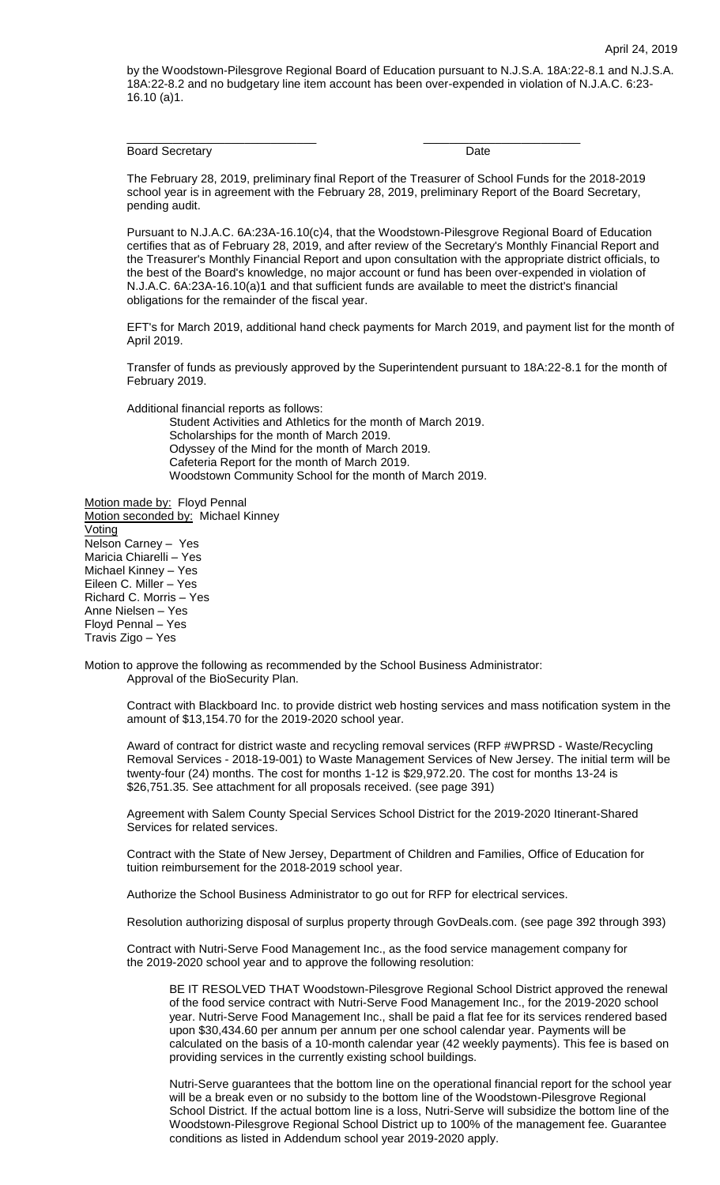by the Woodstown-Pilesgrove Regional Board of Education pursuant to N.J.S.A. 18A:22-8.1 and N.J.S.A. 18A:22-8.2 and no budgetary line item account has been over-expended in violation of N.J.A.C. 6:23-16.10 (a)1.

\_\_\_\_\_\_\_\_\_\_\_\_\_\_\_\_\_\_\_\_\_\_\_\_\_\_\_\_\_\_ \_\_\_\_\_\_\_\_\_\_\_\_\_\_\_\_\_\_\_\_\_\_\_\_\_\_
Board Secretary Date

The February 28, 2019, preliminary final Report of the Treasurer of School Funds for the 2018-2019 school year is in agreement with the February 28, 2019, preliminary Report of the Board Secretary, pending audit.

Pursuant to N.J.A.C. 6A:23A-16.10(c)4, that the Woodstown-Pilesgrove Regional Board of Education certifies that as of February 28, 2019, and after review of the Secretary's Monthly Financial Report and the Treasurer's Monthly Financial Report and upon consultation with the appropriate district officials, to the best of the Board's knowledge, no major account or fund has been over-expended in violation of N.J.A.C. 6A:23A-16.10(a)1 and that sufficient funds are available to meet the district's financial obligations for the remainder of the fiscal year.

EFT's for March 2019, additional hand check payments for March 2019, and payment list for the month of April 2019.

Transfer of funds as previously approved by the Superintendent pursuant to 18A:22-8.1 for the month of February 2019.

Additional financial reports as follows:

Student Activities and Athletics for the month of March 2019.
Scholarships for the month of March 2019.
Odyssey of the Mind for the month of March 2019.
Cafeteria Report for the month of March 2019.
Woodstown Community School for the month of March 2019.

Motion made by: Floyd Pennal
Motion seconded by: Michael Kinney
Voting
Nelson Carney – Yes
Maricia Chiarelli – Yes
Michael Kinney – Yes
Eileen C. Miller – Yes
Richard C. Morris – Yes
Anne Nielsen – Yes
Floyd Pennal – Yes
Travis Zigo – Yes

Motion to approve the following as recommended by the School Business Administrator:

Approval of the BioSecurity Plan.

Contract with Blackboard Inc. to provide district web hosting services and mass notification system in the amount of $13,154.70 for the 2019-2020 school year.

Award of contract for district waste and recycling removal services (RFP #WPRSD - Waste/Recycling Removal Services - 2018-19-001) to Waste Management Services of New Jersey. The initial term will be twenty-four (24) months. The cost for months 1-12 is $29,972.20. The cost for months 13-24 is $26,751.35. See attachment for all proposals received. (see page 391)

Agreement with Salem County Special Services School District for the 2019-2020 Itinerant-Shared Services for related services.

Contract with the State of New Jersey, Department of Children and Families, Office of Education for tuition reimbursement for the 2018-2019 school year.

Authorize the School Business Administrator to go out for RFP for electrical services.

Resolution authorizing disposal of surplus property through GovDeals.com. (see page 392 through 393)

Contract with Nutri-Serve Food Management Inc., as the food service management company for the 2019-2020 school year and to approve the following resolution:

BE IT RESOLVED THAT Woodstown-Pilesgrove Regional School District approved the renewal of the food service contract with Nutri-Serve Food Management Inc., for the 2019-2020 school year. Nutri-Serve Food Management Inc., shall be paid a flat fee for its services rendered based upon $30,434.60 per annum per annum per one school calendar year. Payments will be calculated on the basis of a 10-month calendar year (42 weekly payments). This fee is based on providing services in the currently existing school buildings.

Nutri-Serve guarantees that the bottom line on the operational financial report for the school year will be a break even or no subsidy to the bottom line of the Woodstown-Pilesgrove Regional School District. If the actual bottom line is a loss, Nutri-Serve will subsidize the bottom line of the Woodstown-Pilesgrove Regional School District up to 100% of the management fee. Guarantee conditions as listed in Addendum school year 2019-2020 apply.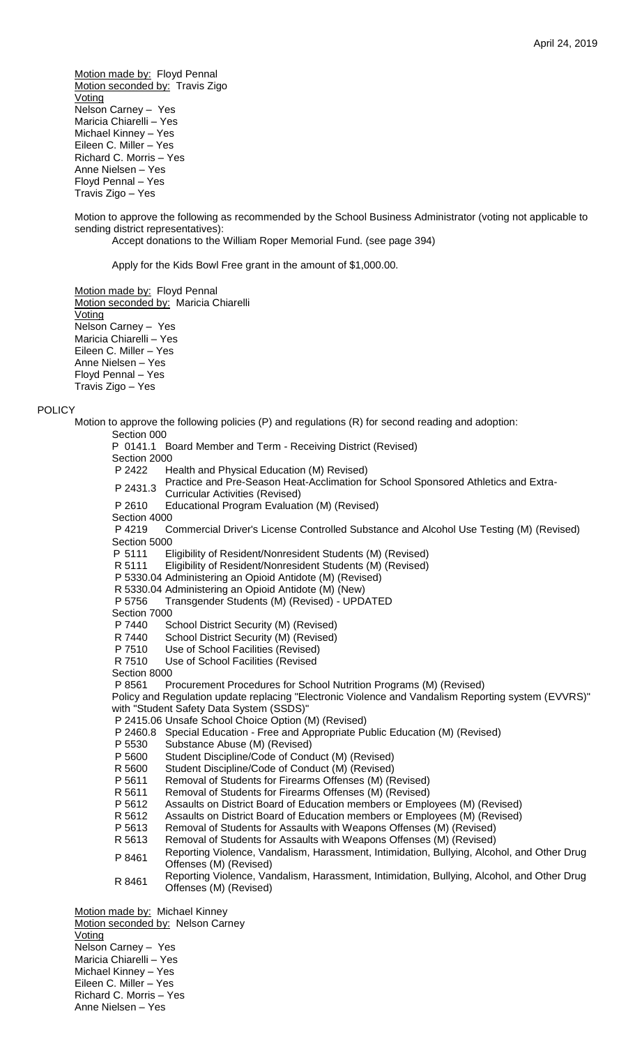<u>Motion made by:</u> Floyd Pennal
<u>Motion seconded by:</u> Travis Zigo
<u>Voting</u>
Nelson Carney – Yes
Maricia Chiarelli – Yes
Michael Kinney – Yes
Eileen C. Miller – Yes
Richard C. Morris – Yes
Anne Nielsen – Yes
Floyd Pennal – Yes
Travis Zigo – Yes

Motion to approve the following as recommended by the School Business Administrator (voting not applicable to sending district representatives):

Accept donations to the William Roper Memorial Fund. (see page 394)

Apply for the Kids Bowl Free grant in the amount of $1,000.00.

<u>Motion made by:</u> Floyd Pennal
<u>Motion seconded by:</u> Maricia Chiarelli
<u>Voting</u>
Nelson Carney – Yes
Maricia Chiarelli – Yes
Eileen C. Miller – Yes
Anne Nielsen – Yes
Floyd Pennal – Yes
Travis Zigo – Yes

POLICY

Motion to approve the following policies (P) and regulations (R) for second reading and adoption:

Section 000
P 0141.1 Board Member and Term - Receiving District (Revised)

Section 2000
P 2422 Health and Physical Education (M) Revised)
P 2431.3 Practice and Pre-Season Heat-Acclimation for School Sponsored Athletics and Extra-Curricular Activities (Revised)
P 2610 Educational Program Evaluation (M) (Revised)

Section 4000
P 4219 Commercial Driver's License Controlled Substance and Alcohol Use Testing (M) (Revised)

Section 5000
P 5111 Eligibility of Resident/Nonresident Students (M) (Revised)
R 5111 Eligibility of Resident/Nonresident Students (M) (Revised)
P 5330.04 Administering an Opioid Antidote (M) (Revised)
R 5330.04 Administering an Opioid Antidote (M) (New)
P 5756 Transgender Students (M) (Revised) - UPDATED

Section 7000
P 7440 School District Security (M) (Revised)
R 7440 School District Security (M) (Revised)
P 7510 Use of School Facilities (Revised)
R 7510 Use of School Facilities (Revised

Section 8000
P 8561 Procurement Procedures for School Nutrition Programs (M) (Revised)

Policy and Regulation update replacing "Electronic Violence and Vandalism Reporting system (EVVRS)" with "Student Safety Data System (SSDS)"
P 2415.06 Unsafe School Choice Option (M) (Revised)
P 2460.8 Special Education - Free and Appropriate Public Education (M) (Revised)
P 5530 Substance Abuse (M) (Revised)
P 5600 Student Discipline/Code of Conduct (M) (Revised)
R 5600 Student Discipline/Code of Conduct (M) (Revised)
P 5611 Removal of Students for Firearms Offenses (M) (Revised)
R 5611 Removal of Students for Firearms Offenses (M) (Revised)
P 5612 Assaults on District Board of Education members or Employees (M) (Revised)
R 5612 Assaults on District Board of Education members or Employees (M) (Revised)
P 5613 Removal of Students for Assaults with Weapons Offenses (M) (Revised)
R 5613 Removal of Students for Assaults with Weapons Offenses (M) (Revised)
P 8461 Reporting Violence, Vandalism, Harassment, Intimidation, Bullying, Alcohol, and Other Drug Offenses (M) (Revised)
R 8461 Reporting Violence, Vandalism, Harassment, Intimidation, Bullying, Alcohol, and Other Drug Offenses (M) (Revised)

<u>Motion made by:</u> Michael Kinney
<u>Motion seconded by:</u> Nelson Carney
<u>Voting</u>
Nelson Carney – Yes
Maricia Chiarelli – Yes
Michael Kinney – Yes
Eileen C. Miller – Yes
Richard C. Morris – Yes
Anne Nielsen – Yes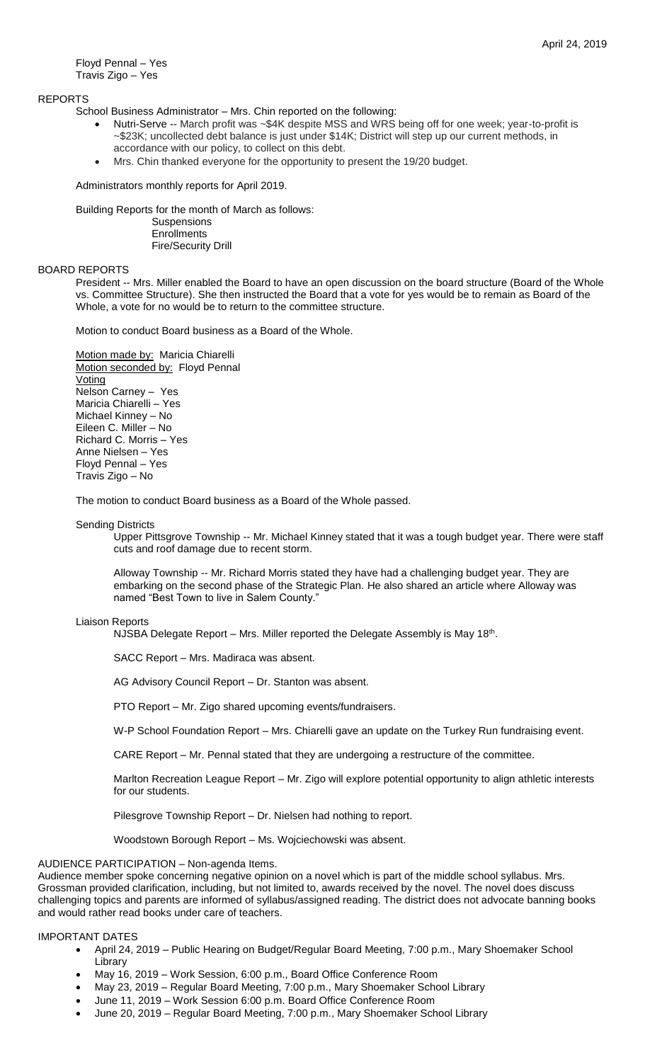Floyd Pennal – Yes
Travis Zigo – Yes

## REPORTS

School Business Administrator – Mrs. Chin reported on the following:

- Nutri-Serve -- March profit was ~$4K despite MSS and WRS being off for one week; year-to-profit is ~$23K; uncollected debt balance is just under $14K; District will step up our current methods, in accordance with our policy, to collect on this debt.
- Mrs. Chin thanked everyone for the opportunity to present the 19/20 budget.

Administrators monthly reports for April 2019.

Building Reports for the month of March as follows:

Suspensions
Enrollments
Fire/Security Drill

## BOARD REPORTS

President -- Mrs. Miller enabled the Board to have an open discussion on the board structure (Board of the Whole vs. Committee Structure). She then instructed the Board that a vote for yes would be to remain as Board of the Whole, a vote for no would be to return to the committee structure.

Motion to conduct Board business as a Board of the Whole.

Motion made by: Maricia Chiarelli
Motion seconded by: Floyd Pennal
Voting
Nelson Carney – Yes
Maricia Chiarelli – Yes
Michael Kinney – No
Eileen C. Miller – No
Richard C. Morris – Yes
Anne Nielsen – Yes
Floyd Pennal – Yes
Travis Zigo – No

The motion to conduct Board business as a Board of the Whole passed.

Sending Districts

Upper Pittsgrove Township -- Mr. Michael Kinney stated that it was a tough budget year. There were staff cuts and roof damage due to recent storm.

Alloway Township -- Mr. Richard Morris stated they have had a challenging budget year. They are embarking on the second phase of the Strategic Plan. He also shared an article where Alloway was named "Best Town to live in Salem County."

Liaison Reports

NJSBA Delegate Report – Mrs. Miller reported the Delegate Assembly is May 18th.

SACC Report – Mrs. Madiraca was absent.

AG Advisory Council Report – Dr. Stanton was absent.

PTO Report – Mr. Zigo shared upcoming events/fundraisers.

W-P School Foundation Report – Mrs. Chiarelli gave an update on the Turkey Run fundraising event.

CARE Report – Mr. Pennal stated that they are undergoing a restructure of the committee.

Marlton Recreation League Report – Mr. Zigo will explore potential opportunity to align athletic interests for our students.

Pilesgrove Township Report – Dr. Nielsen had nothing to report.

Woodstown Borough Report – Ms. Wojciechowski was absent.

## AUDIENCE PARTICIPATION – Non-agenda Items.

Audience member spoke concerning negative opinion on a novel which is part of the middle school syllabus. Mrs. Grossman provided clarification, including, but not limited to, awards received by the novel. The novel does discuss challenging topics and parents are informed of syllabus/assigned reading. The district does not advocate banning books and would rather read books under care of teachers.

## IMPORTANT DATES

- April 24, 2019 – Public Hearing on Budget/Regular Board Meeting, 7:00 p.m., Mary Shoemaker School Library
- May 16, 2019 – Work Session, 6:00 p.m., Board Office Conference Room
- May 23, 2019 – Regular Board Meeting, 7:00 p.m., Mary Shoemaker School Library
- June 11, 2019 – Work Session 6:00 p.m. Board Office Conference Room
- June 20, 2019 – Regular Board Meeting, 7:00 p.m., Mary Shoemaker School Library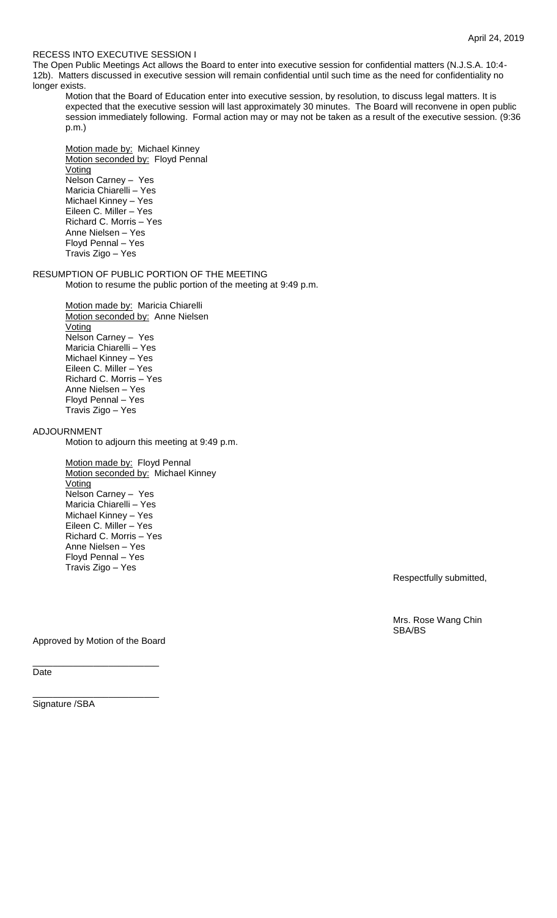RECESS INTO EXECUTIVE SESSION I

The Open Public Meetings Act allows the Board to enter into executive session for confidential matters (N.J.S.A. 10:4-12b). Matters discussed in executive session will remain confidential until such time as the need for confidentiality no longer exists.

Motion that the Board of Education enter into executive session, by resolution, to discuss legal matters. It is expected that the executive session will last approximately 30 minutes. The Board will reconvene in open public session immediately following. Formal action may or may not be taken as a result of the executive session. (9:36 p.m.)

Motion made by: Michael Kinney
Motion seconded by: Floyd Pennal
Voting
Nelson Carney – Yes
Maricia Chiarelli – Yes
Michael Kinney – Yes
Eileen C. Miller – Yes
Richard C. Morris – Yes
Anne Nielsen – Yes
Floyd Pennal – Yes
Travis Zigo – Yes

RESUMPTION OF PUBLIC PORTION OF THE MEETING

Motion to resume the public portion of the meeting at 9:49 p.m.

Motion made by: Maricia Chiarelli
Motion seconded by: Anne Nielsen
Voting
Nelson Carney – Yes
Maricia Chiarelli – Yes
Michael Kinney – Yes
Eileen C. Miller – Yes
Richard C. Morris – Yes
Anne Nielsen – Yes
Floyd Pennal – Yes
Travis Zigo – Yes

ADJOURNMENT

Motion to adjourn this meeting at 9:49 p.m.

Motion made by: Floyd Pennal
Motion seconded by: Michael Kinney
Voting
Nelson Carney – Yes
Maricia Chiarelli – Yes
Michael Kinney – Yes
Eileen C. Miller – Yes
Richard C. Morris – Yes
Anne Nielsen – Yes
Floyd Pennal – Yes
Travis Zigo – Yes

Respectfully submitted,

Mrs. Rose Wang Chin
SBA/BS

Approved by Motion of the Board

_________________________
Date

_________________________
Signature /SBA